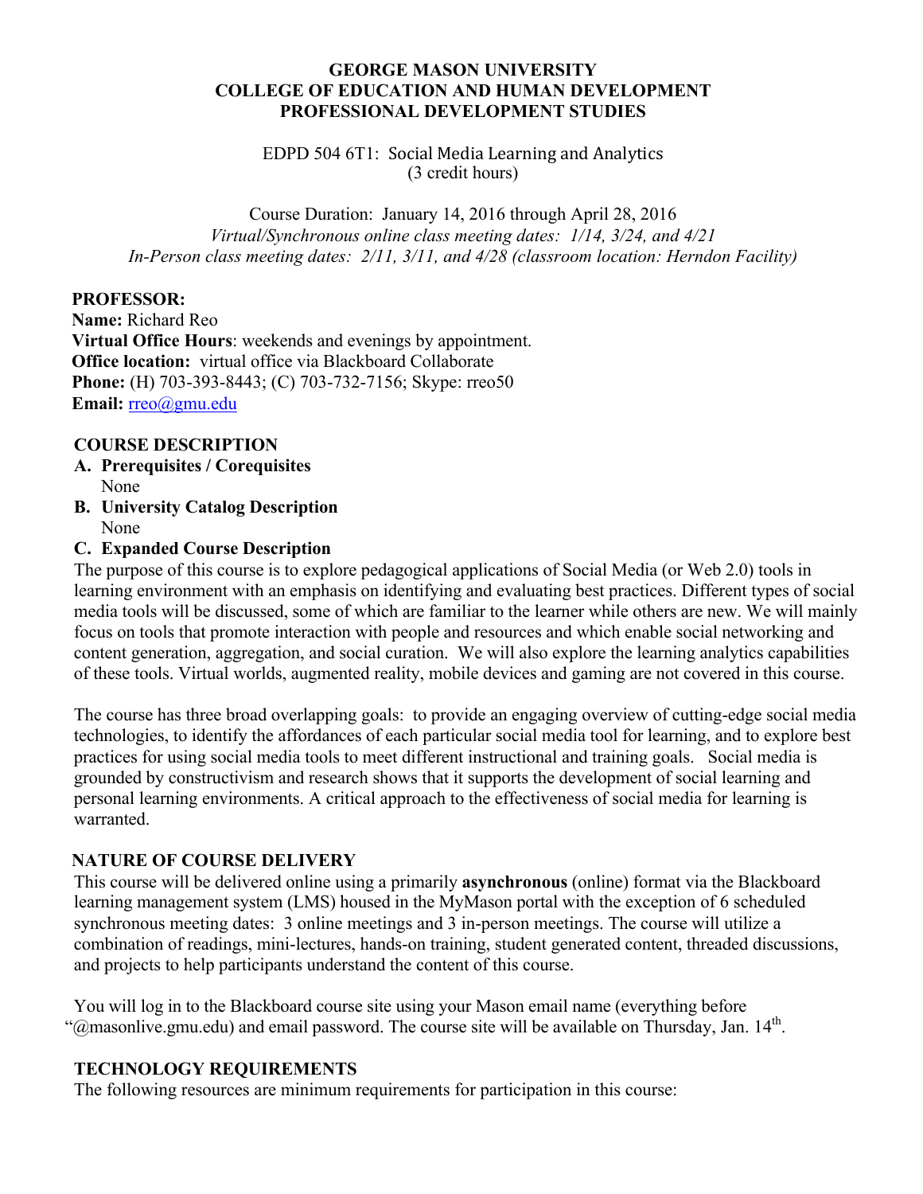# GEORGE MASON UNIVERSITY
## COLLEGE OF EDUCATION AND HUMAN DEVELOPMENT
## PROFESSIONAL DEVELOPMENT STUDIES

EDPD 504 6T1: Social Media Learning and Analytics
(3 credit hours)

Course Duration: January 14, 2016 through April 28, 2016
*Virtual/Synchronous online class meeting dates: 1/14, 3/24, and 4/21*
*In-Person class meeting dates: 2/11, 3/11, and 4/28 (classroom location: Herndon Facility)*

**PROFESSOR:**
**Name:** Richard Reo
**Virtual Office Hours**: weekends and evenings by appointment.
**Office location:** virtual office via Blackboard Collaborate
**Phone:** (H) 703-393-8443; (C) 703-732-7156; Skype: rreo50
**Email:** rreo@gmu.edu

## COURSE DESCRIPTION

**A. Prerequisites / Corequisites**
None

**B. University Catalog Description**
None

**C. Expanded Course Description**

The purpose of this course is to explore pedagogical applications of Social Media (or Web 2.0) tools in learning environment with an emphasis on identifying and evaluating best practices. Different types of social media tools will be discussed, some of which are familiar to the learner while others are new. We will mainly focus on tools that promote interaction with people and resources and which enable social networking and content generation, aggregation, and social curation. We will also explore the learning analytics capabilities of these tools. Virtual worlds, augmented reality, mobile devices and gaming are not covered in this course.

The course has three broad overlapping goals: to provide an engaging overview of cutting-edge social media technologies, to identify the affordances of each particular social media tool for learning, and to explore best practices for using social media tools to meet different instructional and training goals. Social media is grounded by constructivism and research shows that it supports the development of social learning and personal learning environments. A critical approach to the effectiveness of social media for learning is warranted.

## NATURE OF COURSE DELIVERY

This course will be delivered online using a primarily **asynchronous** (online) format via the Blackboard learning management system (LMS) housed in the MyMason portal with the exception of 6 scheduled synchronous meeting dates: 3 online meetings and 3 in-person meetings. The course will utilize a combination of readings, mini-lectures, hands-on training, student generated content, threaded discussions, and projects to help participants understand the content of this course.

You will log in to the Blackboard course site using your Mason email name (everything before "@masonlive.gmu.edu) and email password. The course site will be available on Thursday, Jan. 14th.

## TECHNOLOGY REQUIREMENTS

The following resources are minimum requirements for participation in this course: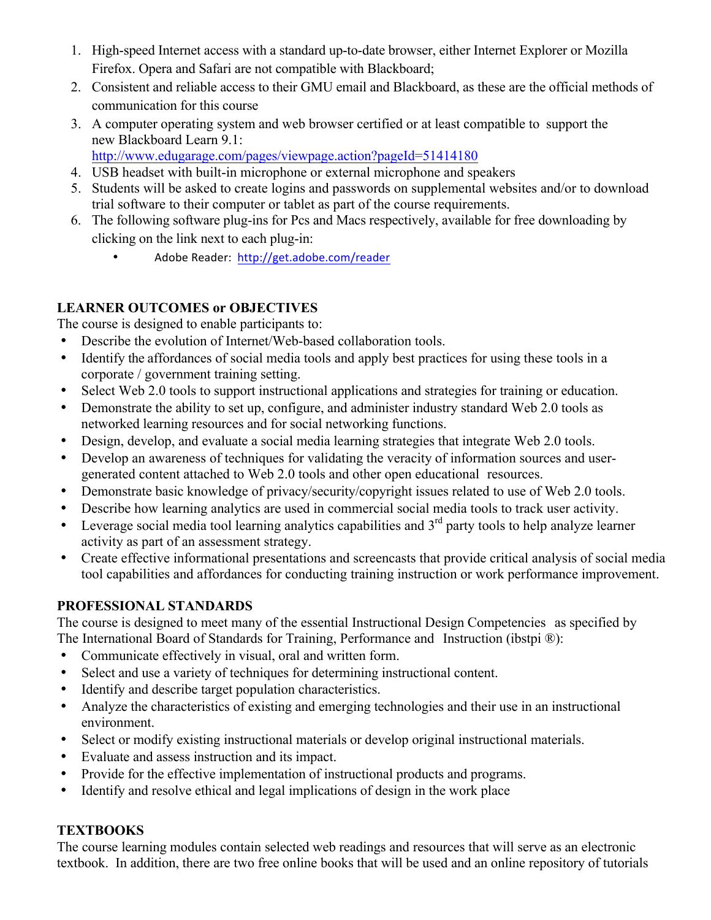1. High-speed Internet access with a standard up-to-date browser, either Internet Explorer or Mozilla Firefox. Opera and Safari are not compatible with Blackboard;
2. Consistent and reliable access to their GMU email and Blackboard, as these are the official methods of communication for this course
3. A computer operating system and web browser certified or at least compatible to support the new Blackboard Learn 9.1: http://www.edugarage.com/pages/viewpage.action?pageId=51414180
4. USB headset with built-in microphone or external microphone and speakers
5. Students will be asked to create logins and passwords on supplemental websites and/or to download trial software to their computer or tablet as part of the course requirements.
6. The following software plug-ins for Pcs and Macs respectively, available for free downloading by clicking on the link next to each plug-in:
   - Adobe Reader: http://get.adobe.com/reader

**LEARNER OUTCOMES or OBJECTIVES**

The course is designed to enable participants to:

- Describe the evolution of Internet/Web-based collaboration tools.
- Identify the affordances of social media tools and apply best practices for using these tools in a corporate / government training setting.
- Select Web 2.0 tools to support instructional applications and strategies for training or education.
- Demonstrate the ability to set up, configure, and administer industry standard Web 2.0 tools as networked learning resources and for social networking functions.
- Design, develop, and evaluate a social media learning strategies that integrate Web 2.0 tools.
- Develop an awareness of techniques for validating the veracity of information sources and user-generated content attached to Web 2.0 tools and other open educational resources.
- Demonstrate basic knowledge of privacy/security/copyright issues related to use of Web 2.0 tools.
- Describe how learning analytics are used in commercial social media tools to track user activity.
- Leverage social media tool learning analytics capabilities and 3rd party tools to help analyze learner activity as part of an assessment strategy.
- Create effective informational presentations and screencasts that provide critical analysis of social media tool capabilities and affordances for conducting training instruction or work performance improvement.

**PROFESSIONAL STANDARDS**

The course is designed to meet many of the essential Instructional Design Competencies as specified by The International Board of Standards for Training, Performance and Instruction (ibstpi ®):

- Communicate effectively in visual, oral and written form.
- Select and use a variety of techniques for determining instructional content.
- Identify and describe target population characteristics.
- Analyze the characteristics of existing and emerging technologies and their use in an instructional environment.
- Select or modify existing instructional materials or develop original instructional materials.
- Evaluate and assess instruction and its impact.
- Provide for the effective implementation of instructional products and programs.
- Identify and resolve ethical and legal implications of design in the work place

**TEXTBOOKS**

The course learning modules contain selected web readings and resources that will serve as an electronic textbook. In addition, there are two free online books that will be used and an online repository of tutorials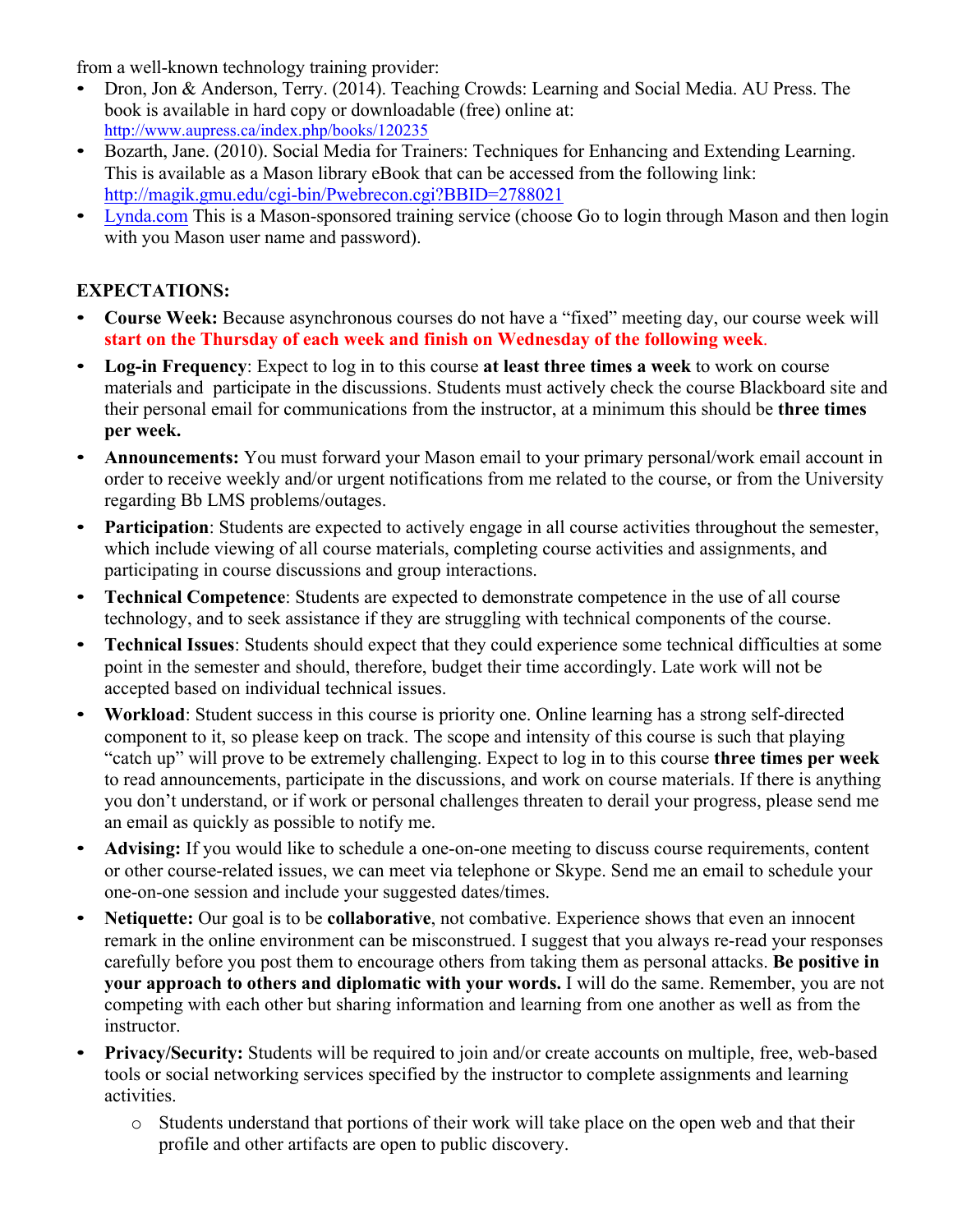from a well-known technology training provider:

- Dron, Jon & Anderson, Terry. (2014). Teaching Crowds: Learning and Social Media. AU Press. The book is available in hard copy or downloadable (free) online at: http://www.aupress.ca/index.php/books/120235
- Bozarth, Jane. (2010). Social Media for Trainers: Techniques for Enhancing and Extending Learning. This is available as a Mason library eBook that can be accessed from the following link: http://magik.gmu.edu/cgi-bin/Pwebrecon.cgi?BBID=2788021
- Lynda.com This is a Mason-sponsored training service (choose Go to login through Mason and then login with you Mason user name and password).

**EXPECTATIONS:**

- **Course Week:** Because asynchronous courses do not have a "fixed" meeting day, our course week will **start on the Thursday of each week and finish on Wednesday of the following week**.
- **Log-in Frequency**: Expect to log in to this course **at least three times a week** to work on course materials and participate in the discussions. Students must actively check the course Blackboard site and their personal email for communications from the instructor, at a minimum this should be **three times per week.**
- **Announcements:** You must forward your Mason email to your primary personal/work email account in order to receive weekly and/or urgent notifications from me related to the course, or from the University regarding Bb LMS problems/outages.
- **Participation**: Students are expected to actively engage in all course activities throughout the semester, which include viewing of all course materials, completing course activities and assignments, and participating in course discussions and group interactions.
- **Technical Competence**: Students are expected to demonstrate competence in the use of all course technology, and to seek assistance if they are struggling with technical components of the course.
- **Technical Issues**: Students should expect that they could experience some technical difficulties at some point in the semester and should, therefore, budget their time accordingly. Late work will not be accepted based on individual technical issues.
- **Workload**: Student success in this course is priority one. Online learning has a strong self-directed component to it, so please keep on track. The scope and intensity of this course is such that playing "catch up" will prove to be extremely challenging. Expect to log in to this course **three times per week** to read announcements, participate in the discussions, and work on course materials. If there is anything you don't understand, or if work or personal challenges threaten to derail your progress, please send me an email as quickly as possible to notify me.
- **Advising:** If you would like to schedule a one-on-one meeting to discuss course requirements, content or other course-related issues, we can meet via telephone or Skype. Send me an email to schedule your one-on-one session and include your suggested dates/times.
- **Netiquette:** Our goal is to be **collaborative**, not combative. Experience shows that even an innocent remark in the online environment can be misconstrued. I suggest that you always re-read your responses carefully before you post them to encourage others from taking them as personal attacks. **Be positive in your approach to others and diplomatic with your words.** I will do the same. Remember, you are not competing with each other but sharing information and learning from one another as well as from the instructor.
- **Privacy/Security:** Students will be required to join and/or create accounts on multiple, free, web-based tools or social networking services specified by the instructor to complete assignments and learning activities.
    - Students understand that portions of their work will take place on the open web and that their profile and other artifacts are open to public discovery.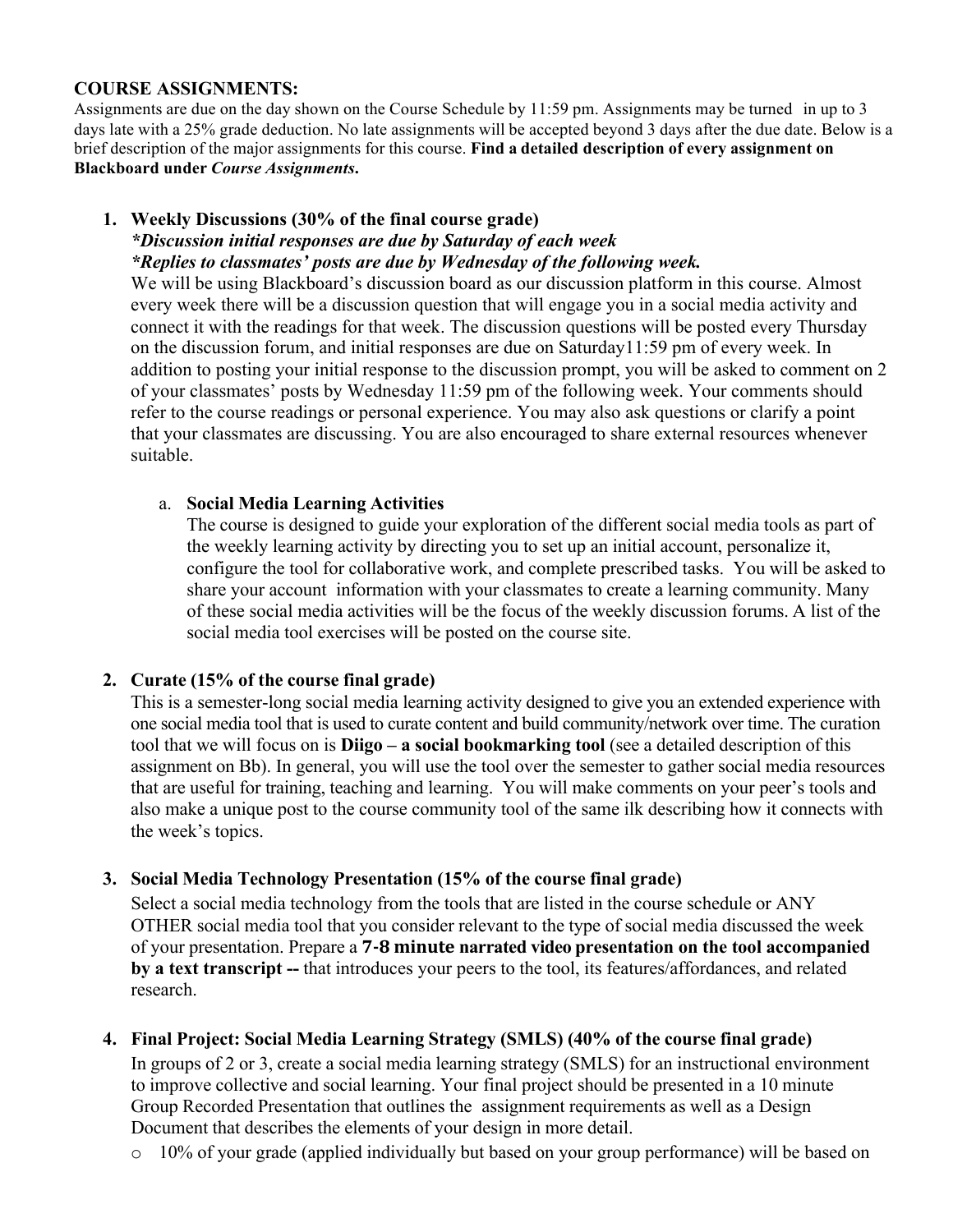**COURSE ASSIGNMENTS:**

Assignments are due on the day shown on the Course Schedule by 11:59 pm. Assignments may be turned in up to 3 days late with a 25% grade deduction. No late assignments will be accepted beyond 3 days after the due date. Below is a brief description of the major assignments for this course. **Find a detailed description of every assignment on Blackboard under *Course Assignments*.**

1. **Weekly Discussions (30% of the final course grade)**
   ***Discussion initial responses are due by Saturday of each week***
   ***Replies to classmates' posts are due by Wednesday of the following week.***
   We will be using Blackboard's discussion board as our discussion platform in this course. Almost every week there will be a discussion question that will engage you in a social media activity and connect it with the readings for that week. The discussion questions will be posted every Thursday on the discussion forum, and initial responses are due on Saturday11:59 pm of every week. In addition to posting your initial response to the discussion prompt, you will be asked to comment on 2 of your classmates' posts by Wednesday 11:59 pm of the following week. Your comments should refer to the course readings or personal experience. You may also ask questions or clarify a point that your classmates are discussing. You are also encouraged to share external resources whenever suitable.

   a. **Social Media Learning Activities**
      The course is designed to guide your exploration of the different social media tools as part of the weekly learning activity by directing you to set up an initial account, personalize it, configure the tool for collaborative work, and complete prescribed tasks. You will be asked to share your account information with your classmates to create a learning community. Many of these social media activities will be the focus of the weekly discussion forums. A list of the social media tool exercises will be posted on the course site.

2. **Curate (15% of the course final grade)**
   This is a semester-long social media learning activity designed to give you an extended experience with one social media tool that is used to curate content and build community/network over time. The curation tool that we will focus on is **Diigo – a social bookmarking tool** (see a detailed description of this assignment on Bb). In general, you will use the tool over the semester to gather social media resources that are useful for training, teaching and learning. You will make comments on your peer's tools and also make a unique post to the course community tool of the same ilk describing how it connects with the week's topics.

3. **Social Media Technology Presentation (15% of the course final grade)**
   Select a social media technology from the tools that are listed in the course schedule or ANY OTHER social media tool that you consider relevant to the type of social media discussed the week of your presentation. Prepare a **7-8 minute narrated video presentation on the tool accompanied by a text transcript --** that introduces your peers to the tool, its features/affordances, and related research.

4. **Final Project: Social Media Learning Strategy (SMLS) (40% of the course final grade)**
   In groups of 2 or 3, create a social media learning strategy (SMLS) for an instructional environment to improve collective and social learning. Your final project should be presented in a 10 minute Group Recorded Presentation that outlines the assignment requirements as well as a Design Document that describes the elements of your design in more detail.
   - 10% of your grade (applied individually but based on your group performance) will be based on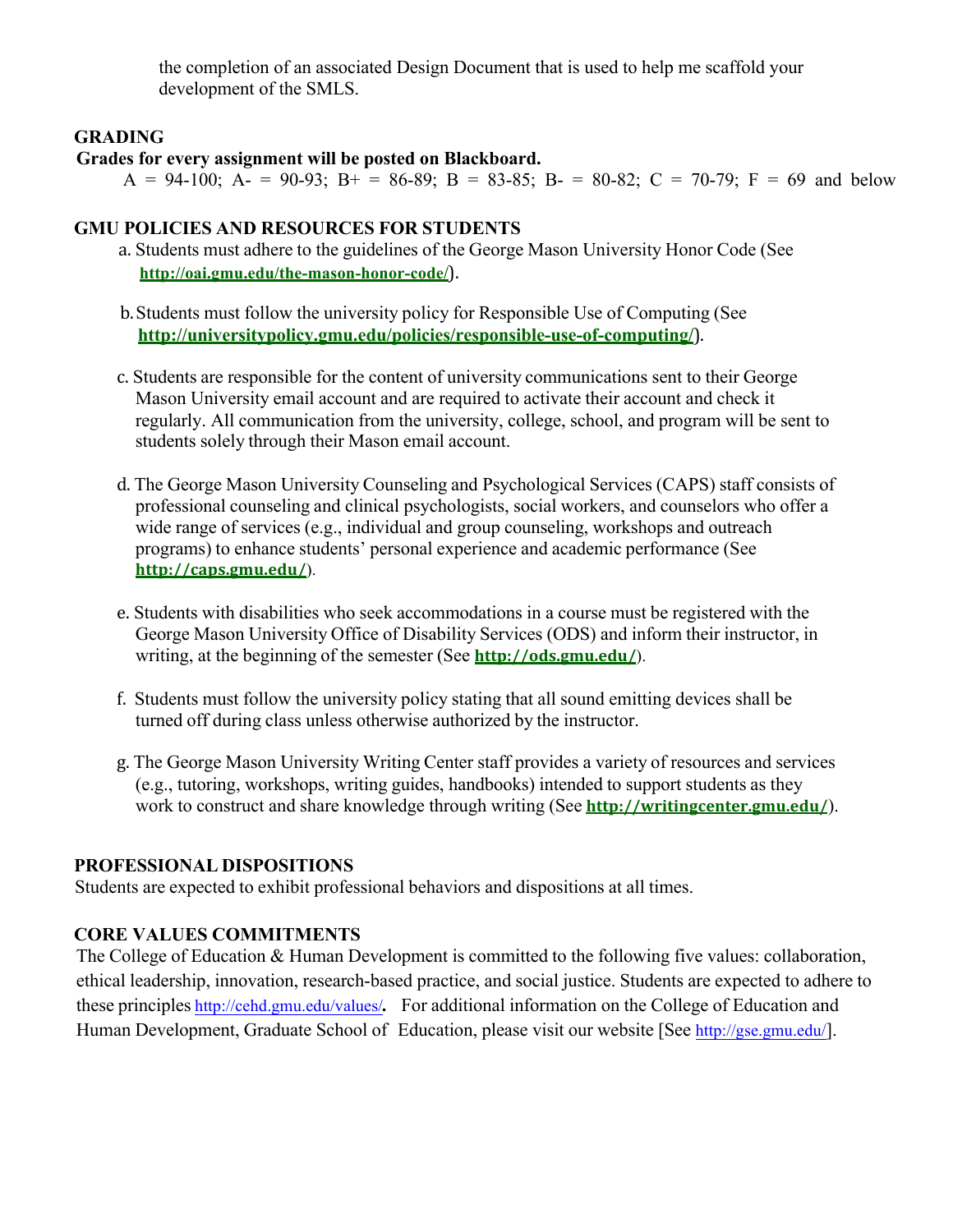the completion of an associated Design Document that is used to help me scaffold your development of the SMLS.

## GRADING

**Grades for every assignment will be posted on Blackboard.**

A = 94-100; A- = 90-93; B+ = 86-89; B = 83-85; B- = 80-82; C = 70-79; F = 69 and below

## GMU POLICIES AND RESOURCES FOR STUDENTS

a. Students must adhere to the guidelines of the George Mason University Honor Code (See **http://oai.gmu.edu/the-mason-honor-code/**).

b. Students must follow the university policy for Responsible Use of Computing (See **http://universitypolicy.gmu.edu/policies/responsible-use-of-computing/**).

c. Students are responsible for the content of university communications sent to their George Mason University email account and are required to activate their account and check it regularly. All communication from the university, college, school, and program will be sent to students solely through their Mason email account.

d. The George Mason University Counseling and Psychological Services (CAPS) staff consists of professional counseling and clinical psychologists, social workers, and counselors who offer a wide range of services (e.g., individual and group counseling, workshops and outreach programs) to enhance students' personal experience and academic performance (See **http://caps.gmu.edu/**).

e. Students with disabilities who seek accommodations in a course must be registered with the George Mason University Office of Disability Services (ODS) and inform their instructor, in writing, at the beginning of the semester (See **http://ods.gmu.edu/**).

f. Students must follow the university policy stating that all sound emitting devices shall be turned off during class unless otherwise authorized by the instructor.

g. The George Mason University Writing Center staff provides a variety of resources and services (e.g., tutoring, workshops, writing guides, handbooks) intended to support students as they work to construct and share knowledge through writing (See **http://writingcenter.gmu.edu/**).

## PROFESSIONAL DISPOSITIONS

Students are expected to exhibit professional behaviors and dispositions at all times.

## CORE VALUES COMMITMENTS

The College of Education & Human Development is committed to the following five values: collaboration, ethical leadership, innovation, research-based practice, and social justice. Students are expected to adhere to these principles http://cehd.gmu.edu/values/**.** For additional information on the College of Education and Human Development, Graduate School of Education, please visit our website [See http://gse.gmu.edu/].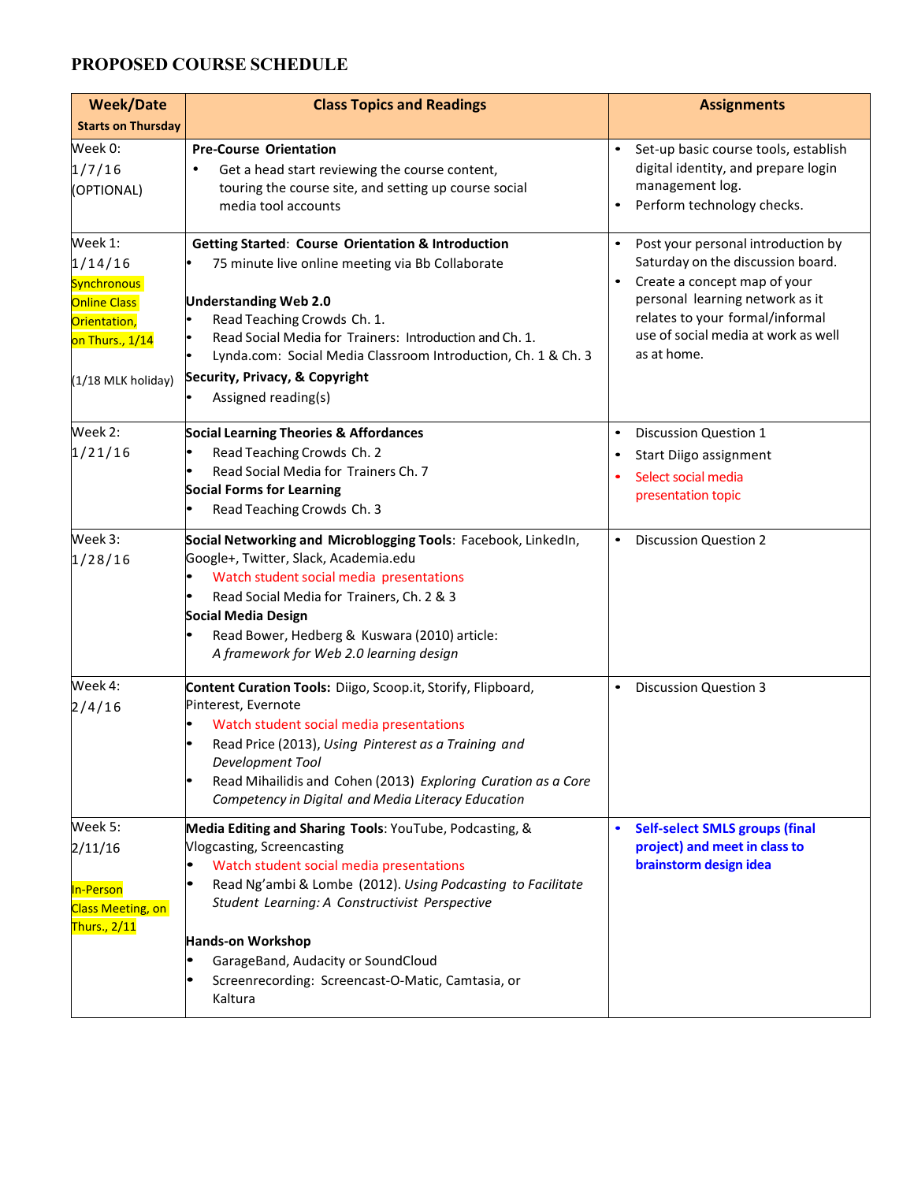# PROPOSED COURSE SCHEDULE

| Week/Date<br>Starts on Thursday | Class Topics and Readings | Assignments |
| --- | --- | --- |
| Week 0:<br>1/7/16<br>(OPTIONAL) | **Pre-Course Orientation**<br>• Get a head start reviewing the course content, touring the course site, and setting up course social media tool accounts | • Set-up basic course tools, establish digital identity, and prepare login management log.<br>• Perform technology checks. |
| Week 1:<br>1/14/16<br>Synchronous Online Class Orientation, on Thurs., 1/14<br><br>(1/18 MLK holiday) | **Getting Started: Course Orientation & Introduction**<br>• 75 minute live online meeting via Bb Collaborate<br><br>**Understanding Web 2.0**<br>• Read Teaching Crowds Ch. 1.<br>• Read Social Media for Trainers: Introduction and Ch. 1.<br>• Lynda.com: Social Media Classroom Introduction, Ch. 1 & Ch. 3<br>**Security, Privacy, & Copyright**<br>• Assigned reading(s) | • Post your personal introduction by Saturday on the discussion board.<br>• Create a concept map of your personal learning network as it relates to your formal/informal use of social media at work as well as at home. |
| Week 2:<br>1/21/16 | **Social Learning Theories & Affordances**<br>• Read Teaching Crowds Ch. 2<br>• Read Social Media for Trainers Ch. 7<br>**Social Forms for Learning**<br>• Read Teaching Crowds Ch. 3 | • Discussion Question 1<br>• Start Diigo assignment<br>• Select social media presentation topic |
| Week 3:<br>1/28/16 | **Social Networking and Microblogging Tools**: Facebook, LinkedIn, Google+, Twitter, Slack, Academia.edu<br>• Watch student social media presentations<br>• Read Social Media for Trainers, Ch. 2 & 3<br>**Social Media Design**<br>• Read Bower, Hedberg & Kuswara (2010) article: *A framework for Web 2.0 learning design* | • Discussion Question 2 |
| Week 4:<br>2/4/16 | **Content Curation Tools:** Diigo, Scoop.it, Storify, Flipboard, Pinterest, Evernote<br>• Watch student social media presentations<br>• Read Price (2013), *Using Pinterest as a Training and Development Tool*<br>• Read Mihailidis and Cohen (2013) *Exploring Curation as a Core Competency in Digital and Media Literacy Education* | • Discussion Question 3 |
| Week 5:<br>2/11/16<br><br>In-Person Class Meeting, on Thurs., 2/11 | **Media Editing and Sharing Tools**: YouTube, Podcasting, & Vlogcasting, Screencasting<br>• Watch student social media presentations<br>• Read Ng'ambi & Lombe (2012). *Using Podcasting to Facilitate Student Learning: A Constructivist Perspective*<br><br>**Hands-on Workshop**<br>• GarageBand, Audacity or SoundCloud<br>• Screenrecording: Screencast-O-Matic, Camtasia, or Kaltura | • **Self-select SMLS groups (final project) and meet in class to brainstorm design idea** |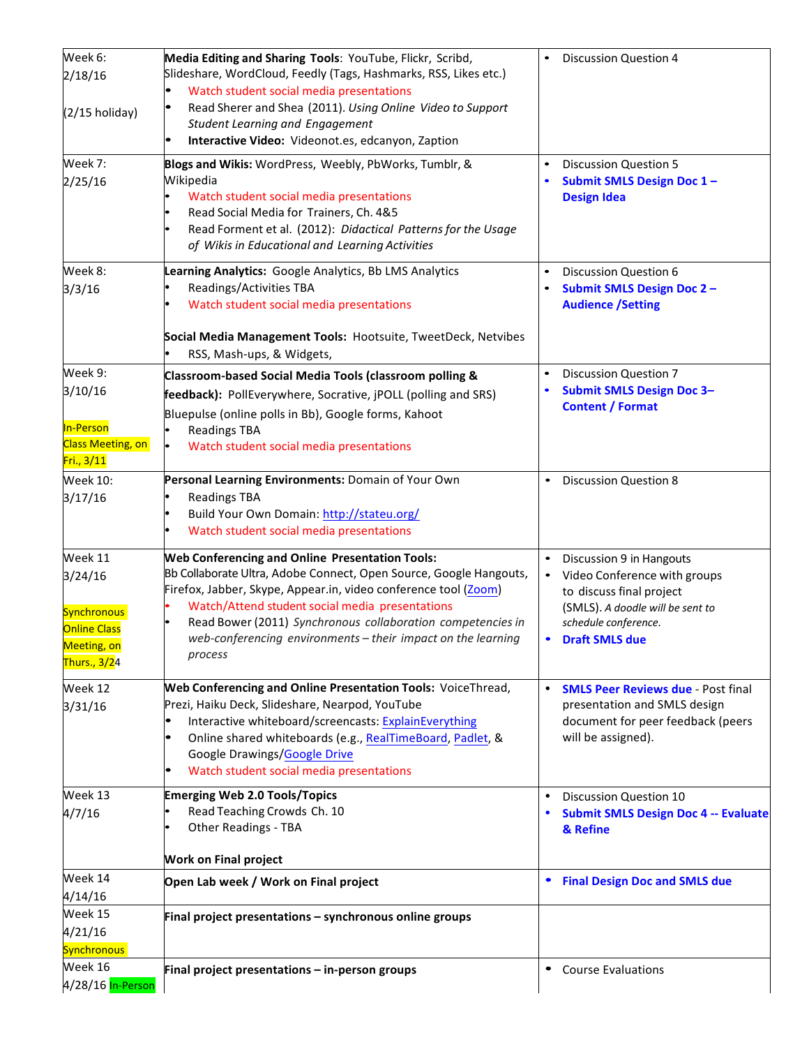| | | |
|---|---|---|
| Week 6:<br>2/18/16<br><br>(2/15 holiday) | **Media Editing and Sharing Tools**: YouTube, Flickr, Scribd, Slideshare, WordCloud, Feedly (Tags, Hashmarks, RSS, Likes etc.)<br>• Watch student social media presentations<br>• Read Sherer and Shea (2011). *Using Online Video to Support Student Learning and Engagement*<br>• **Interactive Video:** Videonot.es, edcanyon, Zaption | • Discussion Question 4 |
| Week 7:<br>2/25/16 | **Blogs and Wikis:** WordPress, Weebly, PbWorks, Tumblr, & Wikipedia<br>• Watch student social media presentations<br>• Read Social Media for Trainers, Ch. 4&5<br>• Read Forment et al. (2012): *Didactical Patterns for the Usage of Wikis in Educational and Learning Activities* | • Discussion Question 5<br>• **Submit SMLS Design Doc 1 – Design Idea** |
| Week 8:<br>3/3/16 | **Learning Analytics:** Google Analytics, Bb LMS Analytics<br>• Readings/Activities TBA<br>• Watch student social media presentations<br><br>**Social Media Management Tools:** Hootsuite, TweetDeck, Netvibes<br>• RSS, Mash-ups, & Widgets, | • Discussion Question 6<br>• **Submit SMLS Design Doc 2 – Audience /Setting** |
| Week 9:<br>3/10/16<br><br>In-Person Class Meeting, on Fri., 3/11 | **Classroom-based Social Media Tools (classroom polling & feedback):** PollEverywhere, Socrative, jPOLL (polling and SRS) Bluepulse (online polls in Bb), Google forms, Kahoot<br>• Readings TBA<br>• Watch student social media presentations | • Discussion Question 7<br>• **Submit SMLS Design Doc 3– Content / Format** |
| Week 10:<br>3/17/16 | **Personal Learning Environments:** Domain of Your Own<br>• Readings TBA<br>• Build Your Own Domain: http://stateu.org/<br>• Watch student social media presentations | • Discussion Question 8 |
| Week 11<br>3/24/16<br><br>Synchronous Online Class Meeting, on Thurs., 3/24 | **Web Conferencing and Online Presentation Tools:** Bb Collaborate Ultra, Adobe Connect, Open Source, Google Hangouts, Firefox, Jabber, Skype, Appear.in, video conference tool (Zoom)<br>• Watch/Attend student social media presentations<br>• Read Bower (2011) *Synchronous collaboration competencies in web-conferencing environments – their impact on the learning process* | • Discussion 9 in Hangouts<br>• Video Conference with groups to discuss final project (SMLS). *A doodle will be sent to schedule conference.*<br>• **Draft SMLS due** |
| Week 12<br>3/31/16 | **Web Conferencing and Online Presentation Tools:** VoiceThread, Prezi, Haiku Deck, Slideshare, Nearpod, YouTube<br>• Interactive whiteboard/screencasts: ExplainEverything<br>• Online shared whiteboards (e.g., RealTimeBoard, Padlet, & Google Drawings/Google Drive<br>• Watch student social media presentations | • **SMLS Peer Reviews due** - Post final presentation and SMLS design document for peer feedback (peers will be assigned). |
| Week 13<br>4/7/16 | **Emerging Web 2.0 Tools/Topics**<br>• Read Teaching Crowds Ch. 10<br>• Other Readings - TBA<br><br>**Work on Final project** | • Discussion Question 10<br>• **Submit SMLS Design Doc 4 -- Evaluate & Refine** |
| Week 14<br>4/14/16 | **Open Lab week / Work on Final project** | • **Final Design Doc and SMLS due** |
| Week 15<br>4/21/16<br>Synchronous | **Final project presentations – synchronous online groups** | |
| Week 16<br>4/28/16 In-Person | **Final project presentations – in-person groups** | • Course Evaluations |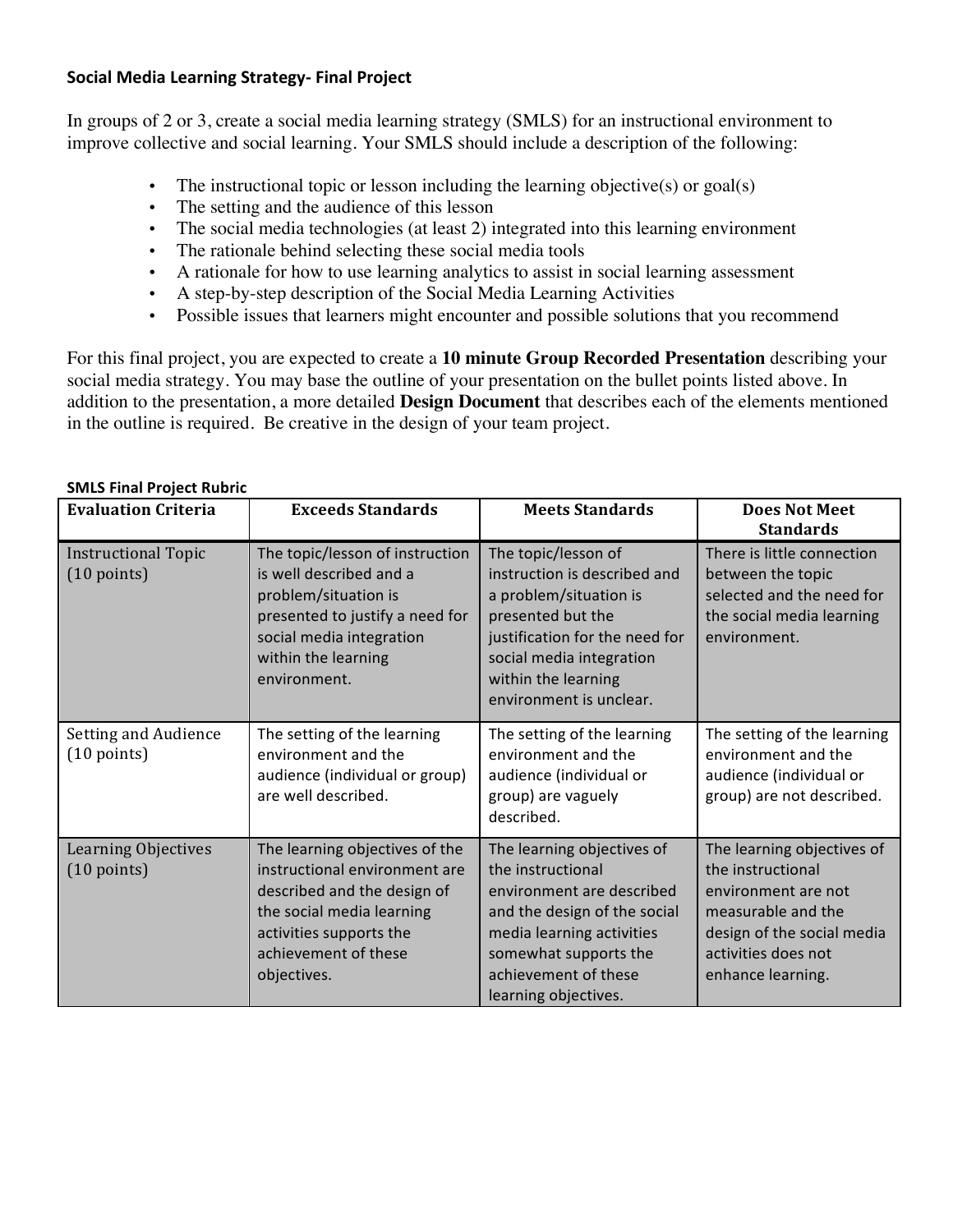**Social Media Learning Strategy- Final Project**

In groups of 2 or 3, create a social media learning strategy (SMLS) for an instructional environment to improve collective and social learning. Your SMLS should include a description of the following:

- The instructional topic or lesson including the learning objective(s) or goal(s)
- The setting and the audience of this lesson
- The social media technologies (at least 2) integrated into this learning environment
- The rationale behind selecting these social media tools
- A rationale for how to use learning analytics to assist in social learning assessment
- A step-by-step description of the Social Media Learning Activities
- Possible issues that learners might encounter and possible solutions that you recommend

For this final project, you are expected to create a **10 minute Group Recorded Presentation** describing your social media strategy. You may base the outline of your presentation on the bullet points listed above. In addition to the presentation, a more detailed **Design Document** that describes each of the elements mentioned in the outline is required. Be creative in the design of your team project.

**SMLS Final Project Rubric**

| Evaluation Criteria | Exceeds Standards | Meets Standards | Does Not Meet Standards |
|---|---|---|---|
| Instructional Topic (10 points) | The topic/lesson of instruction is well described and a problem/situation is presented to justify a need for social media integration within the learning environment. | The topic/lesson of instruction is described and a problem/situation is presented but the justification for the need for social media integration within the learning environment is unclear. | There is little connection between the topic selected and the need for the social media learning environment. |
| Setting and Audience (10 points) | The setting of the learning environment and the audience (individual or group) are well described. | The setting of the learning environment and the audience (individual or group) are vaguely described. | The setting of the learning environment and the audience (individual or group) are not described. |
| Learning Objectives (10 points) | The learning objectives of the instructional environment are described and the design of the social media learning activities supports the achievement of these objectives. | The learning objectives of the instructional environment are described and the design of the social media learning activities somewhat supports the achievement of these learning objectives. | The learning objectives of the instructional environment are not measurable and the design of the social media activities does not enhance learning. |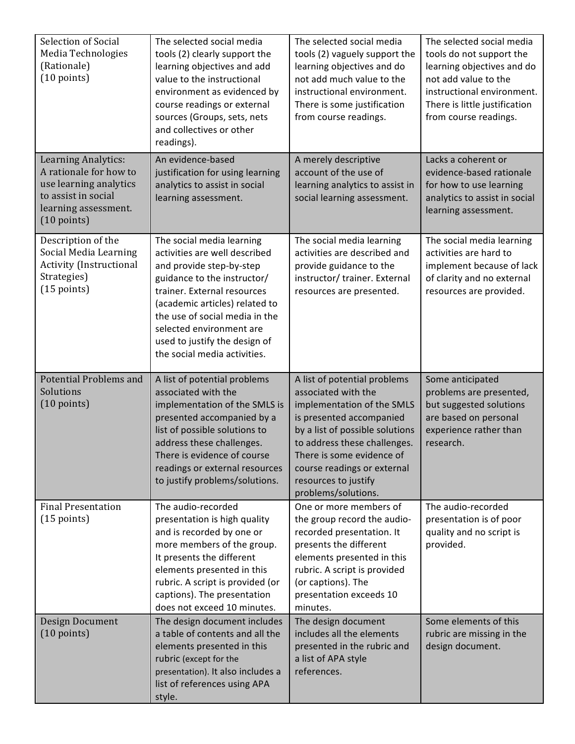| | | | |
|---|---|---|---|
| Selection of Social Media Technologies (Rationale) (10 points) | The selected social media tools (2) clearly support the learning objectives and add value to the instructional environment as evidenced by course readings or external sources (Groups, sets, nets and collectives or other readings). | The selected social media tools (2) vaguely support the learning objectives and do not add much value to the instructional environment. There is some justification from course readings. | The selected social media tools do not support the learning objectives and do not add value to the instructional environment. There is little justification from course readings. |
| Learning Analytics: A rationale for how to use learning analytics to assist in social learning assessment. (10 points) | An evidence-based justification for using learning analytics to assist in social learning assessment. | A merely descriptive account of the use of learning analytics to assist in social learning assessment. | Lacks a coherent or evidence-based rationale for how to use learning analytics to assist in social learning assessment. |
| Description of the Social Media Learning Activity (Instructional Strategies) (15 points) | The social media learning activities are well described and provide step-by-step guidance to the instructor/ trainer. External resources (academic articles) related to the use of social media in the selected environment are used to justify the design of the social media activities. | The social media learning activities are described and provide guidance to the instructor/ trainer. External resources are presented. | The social media learning activities are hard to implement because of lack of clarity and no external resources are provided. |
| Potential Problems and Solutions (10 points) | A list of potential problems associated with the implementation of the SMLS is presented accompanied by a list of possible solutions to address these challenges. There is evidence of course readings or external resources to justify problems/solutions. | A list of potential problems associated with the implementation of the SMLS is presented accompanied by a list of possible solutions to address these challenges. There is some evidence of course readings or external resources to justify problems/solutions. | Some anticipated problems are presented, but suggested solutions are based on personal experience rather than research. |
| Final Presentation (15 points) | The audio-recorded presentation is high quality and is recorded by one or more members of the group. It presents the different elements presented in this rubric. A script is provided (or captions). The presentation does not exceed 10 minutes. | One or more members of the group record the audio-recorded presentation. It presents the different elements presented in this rubric. A script is provided (or captions). The presentation exceeds 10 minutes. | The audio-recorded presentation is of poor quality and no script is provided. |
| Design Document (10 points) | The design document includes a table of contents and all the elements presented in this rubric (except for the presentation). It also includes a list of references using APA style. | The design document includes all the elements presented in the rubric and a list of APA style references. | Some elements of this rubric are missing in the design document. |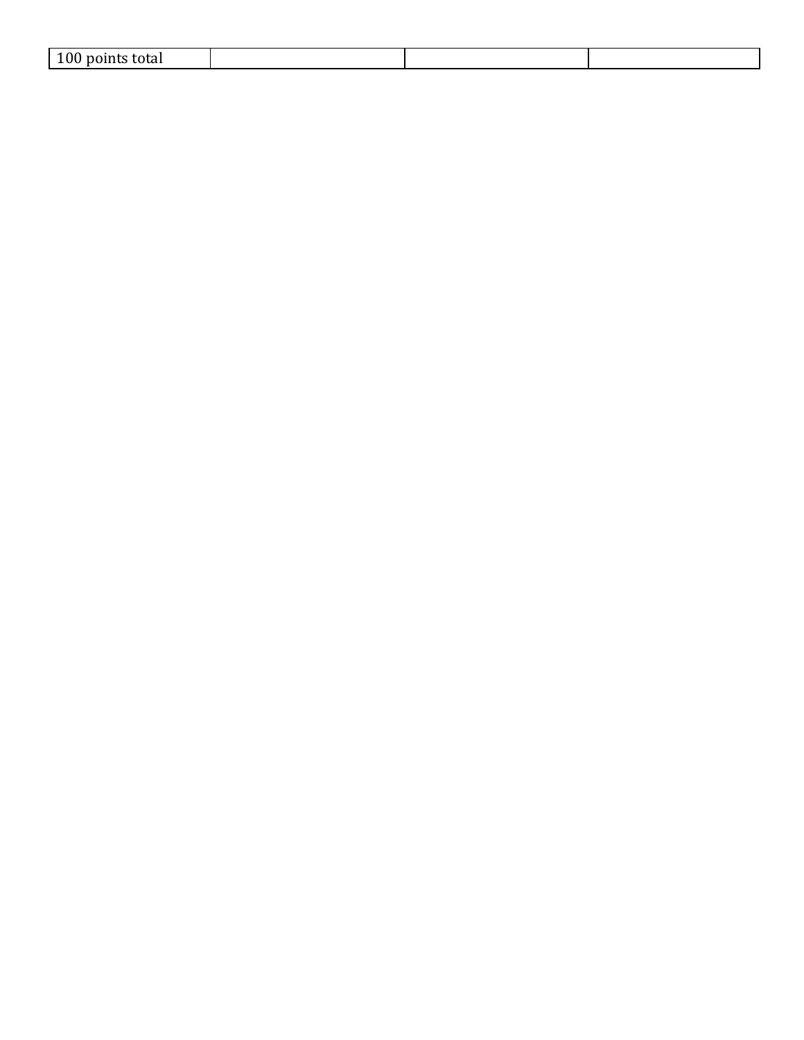| | | | |
|---|---|---|---|
| 100 points total | | | |